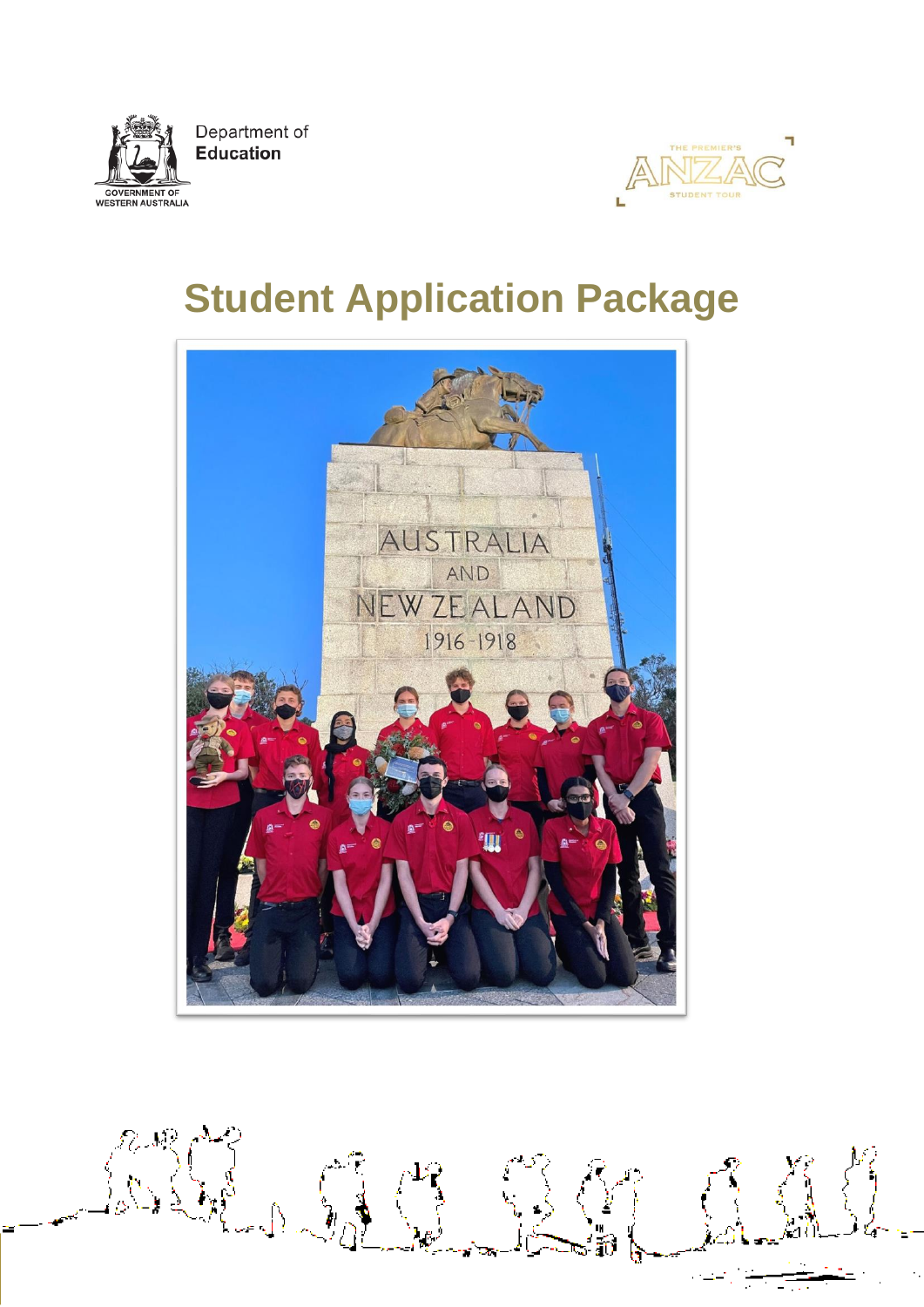Department of **Education**

GOVERNMENT OF WESTERN AUSTRALIA

THE PREMIER'S ANZAC STUDENT TOUR

# Student Application Package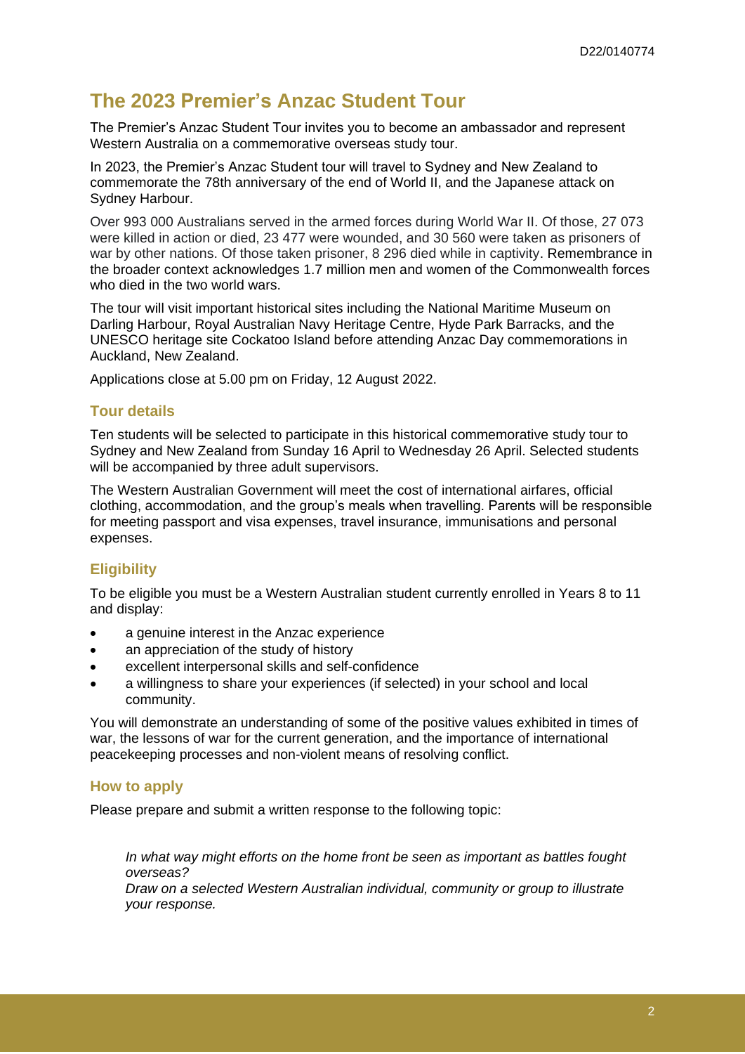## The 2023 Premier's Anzac Student Tour

The Premier's Anzac Student Tour invites you to become an ambassador and represent Western Australia on a commemorative overseas study tour.

In 2023, the Premier's Anzac Student tour will travel to Sydney and New Zealand to commemorate the 78th anniversary of the end of World II, and the Japanese attack on Sydney Harbour.

Over 993 000 Australians served in the armed forces during World War II. Of those, 27 073 were killed in action or died, 23 477 were wounded, and 30 560 were taken as prisoners of war by other nations. Of those taken prisoner, 8 296 died while in captivity. Remembrance in the broader context acknowledges 1.7 million men and women of the Commonwealth forces who died in the two world wars.

The tour will visit important historical sites including the National Maritime Museum on Darling Harbour, Royal Australian Navy Heritage Centre, Hyde Park Barracks, and the UNESCO heritage site Cockatoo Island before attending Anzac Day commemorations in Auckland, New Zealand.

Applications close at 5.00 pm on Friday, 12 August 2022.

### Tour details

Ten students will be selected to participate in this historical commemorative study tour to Sydney and New Zealand from Sunday 16 April to Wednesday 26 April. Selected students will be accompanied by three adult supervisors.

The Western Australian Government will meet the cost of international airfares, official clothing, accommodation, and the group's meals when travelling. Parents will be responsible for meeting passport and visa expenses, travel insurance, immunisations and personal expenses.

### Eligibility

To be eligible you must be a Western Australian student currently enrolled in Years 8 to 11 and display:

- a genuine interest in the Anzac experience
- an appreciation of the study of history
- excellent interpersonal skills and self-confidence
- a willingness to share your experiences (if selected) in your school and local community.

You will demonstrate an understanding of some of the positive values exhibited in times of war, the lessons of war for the current generation, and the importance of international peacekeeping processes and non-violent means of resolving conflict.

### How to apply

Please prepare and submit a written response to the following topic:

> *In what way might efforts on the home front be seen as important as battles fought overseas?*
> *Draw on a selected Western Australian individual, community or group to illustrate your response.*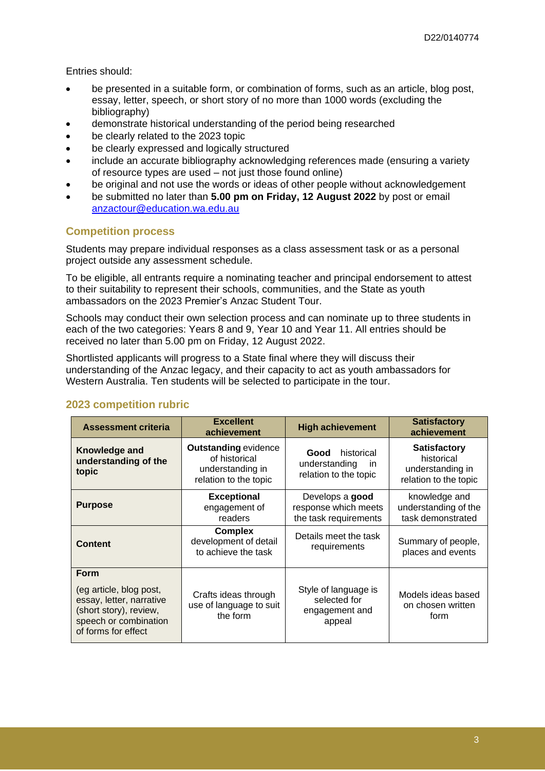Entries should:

- be presented in a suitable form, or combination of forms, such as an article, blog post, essay, letter, speech, or short story of no more than 1000 words (excluding the bibliography)
- demonstrate historical understanding of the period being researched
- be clearly related to the 2023 topic
- be clearly expressed and logically structured
- include an accurate bibliography acknowledging references made (ensuring a variety of resource types are used – not just those found online)
- be original and not use the words or ideas of other people without acknowledgement
- be submitted no later than **5.00 pm on Friday, 12 August 2022** by post or email [anzactour@education.wa.edu.au](mailto:anzactour@education.wa.edu.au)

## Competition process

Students may prepare individual responses as a class assessment task or as a personal project outside any assessment schedule.

To be eligible, all entrants require a nominating teacher and principal endorsement to attest to their suitability to represent their schools, communities, and the State as youth ambassadors on the 2023 Premier's Anzac Student Tour.

Schools may conduct their own selection process and can nominate up to three students in each of the two categories: Years 8 and 9, Year 10 and Year 11. All entries should be received no later than 5.00 pm on Friday, 12 August 2022.

Shortlisted applicants will progress to a State final where they will discuss their understanding of the Anzac legacy, and their capacity to act as youth ambassadors for Western Australia. Ten students will be selected to participate in the tour.

## 2023 competition rubric

| Assessment criteria | Excellent achievement | High achievement | Satisfactory achievement |
|---|---|---|---|
| **Knowledge and understanding of the topic** | **Outstanding** evidence of historical understanding in relation to the topic | **Good** historical understanding in relation to the topic | **Satisfactory** historical understanding in relation to the topic |
| **Purpose** | **Exceptional** engagement of readers | Develops a **good** response which meets the task requirements | knowledge and understanding of the task demonstrated |
| **Content** | **Complex** development of detail to achieve the task | Details meet the task requirements | Summary of people, places and events |
| **Form** (eg article, blog post, essay, letter, narrative (short story), review, speech or combination of forms for effect | Crafts ideas through use of language to suit the form | Style of language is selected for engagement and appeal | Models ideas based on chosen written form |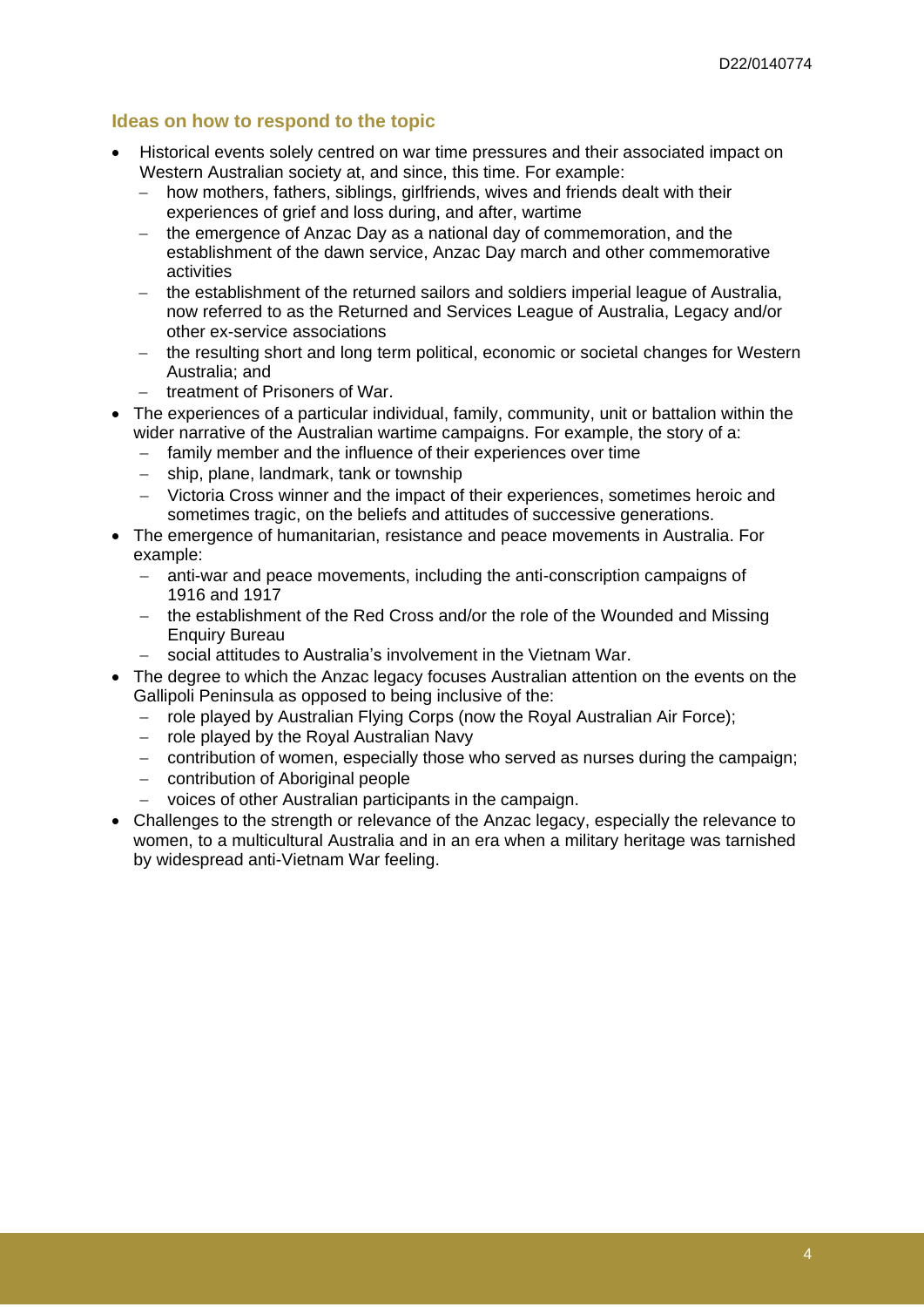## Ideas on how to respond to the topic

- Historical events solely centred on war time pressures and their associated impact on Western Australian society at, and since, this time. For example:
  - how mothers, fathers, siblings, girlfriends, wives and friends dealt with their experiences of grief and loss during, and after, wartime
  - the emergence of Anzac Day as a national day of commemoration, and the establishment of the dawn service, Anzac Day march and other commemorative activities
  - the establishment of the returned sailors and soldiers imperial league of Australia, now referred to as the Returned and Services League of Australia, Legacy and/or other ex-service associations
  - the resulting short and long term political, economic or societal changes for Western Australia; and
  - treatment of Prisoners of War.
- The experiences of a particular individual, family, community, unit or battalion within the wider narrative of the Australian wartime campaigns. For example, the story of a:
  - family member and the influence of their experiences over time
  - ship, plane, landmark, tank or township
  - Victoria Cross winner and the impact of their experiences, sometimes heroic and sometimes tragic, on the beliefs and attitudes of successive generations.
- The emergence of humanitarian, resistance and peace movements in Australia. For example:
  - anti-war and peace movements, including the anti-conscription campaigns of 1916 and 1917
  - the establishment of the Red Cross and/or the role of the Wounded and Missing Enquiry Bureau
  - social attitudes to Australia's involvement in the Vietnam War.
- The degree to which the Anzac legacy focuses Australian attention on the events on the Gallipoli Peninsula as opposed to being inclusive of the:
  - role played by Australian Flying Corps (now the Royal Australian Air Force);
  - role played by the Royal Australian Navy
  - contribution of women, especially those who served as nurses during the campaign;
  - contribution of Aboriginal people
  - voices of other Australian participants in the campaign.
- Challenges to the strength or relevance of the Anzac legacy, especially the relevance to women, to a multicultural Australia and in an era when a military heritage was tarnished by widespread anti-Vietnam War feeling.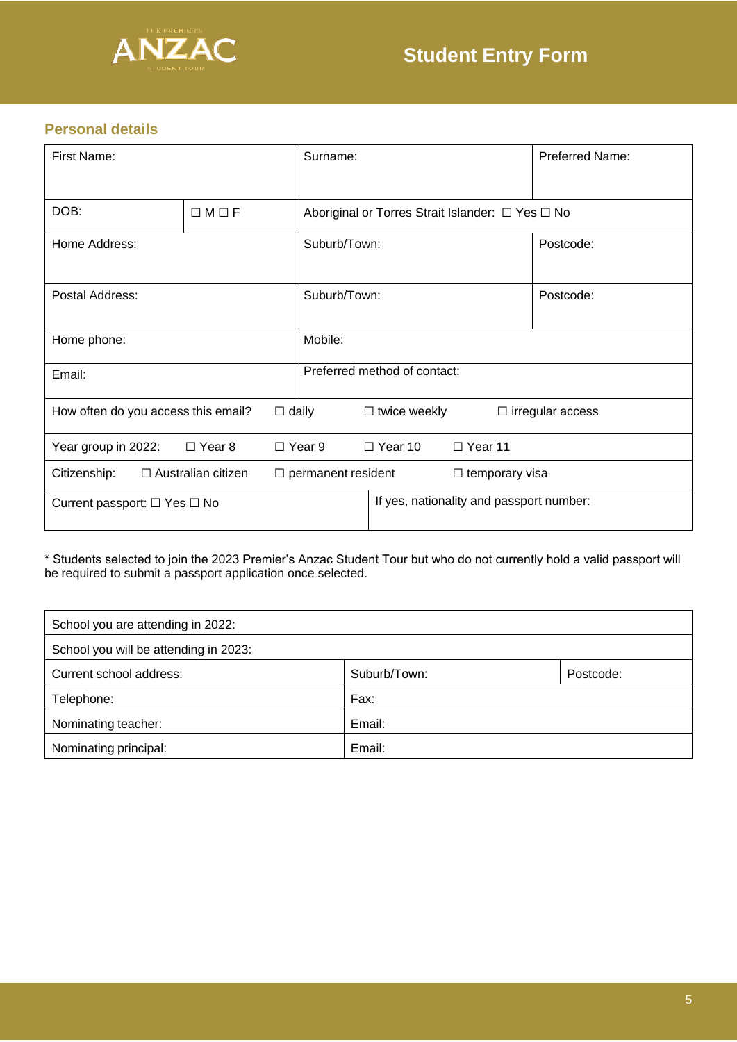# Student Entry Form

## Personal details

| First Name: | | Surname: | Preferred Name: |
|---|---|---|---|
| DOB: | ☐ M ☐ F | Aboriginal or Torres Strait Islander: ☐ Yes ☐ No | |
| Home Address: | | Suburb/Town: | Postcode: |
| Postal Address: | | Suburb/Town: | Postcode: |
| Home phone: | | Mobile: | |
| Email: | | Preferred method of contact: | |

| How often do you access this email? | ☐ daily | ☐ twice weekly | ☐ irregular access | |
|---|---|---|---|---|
| Year group in 2022: ☐ Year 8 | ☐ Year 9 | ☐ Year 10 | ☐ Year 11 | |
| Citizenship: ☐ Australian citizen | ☐ permanent resident | ☐ temporary visa | | |
| Current passport: ☐ Yes ☐ No | If yes, nationality and passport number: | | | |

* Students selected to join the 2023 Premier's Anzac Student Tour but who do not currently hold a valid passport will be required to submit a passport application once selected.

| School you are attending in 2022: | | |
|---|---|---|
| School you will be attending in 2023: | | |
| Current school address: | Suburb/Town: | Postcode: |
| Telephone: | Fax: | |
| Nominating teacher: | Email: | |
| Nominating principal: | Email: | |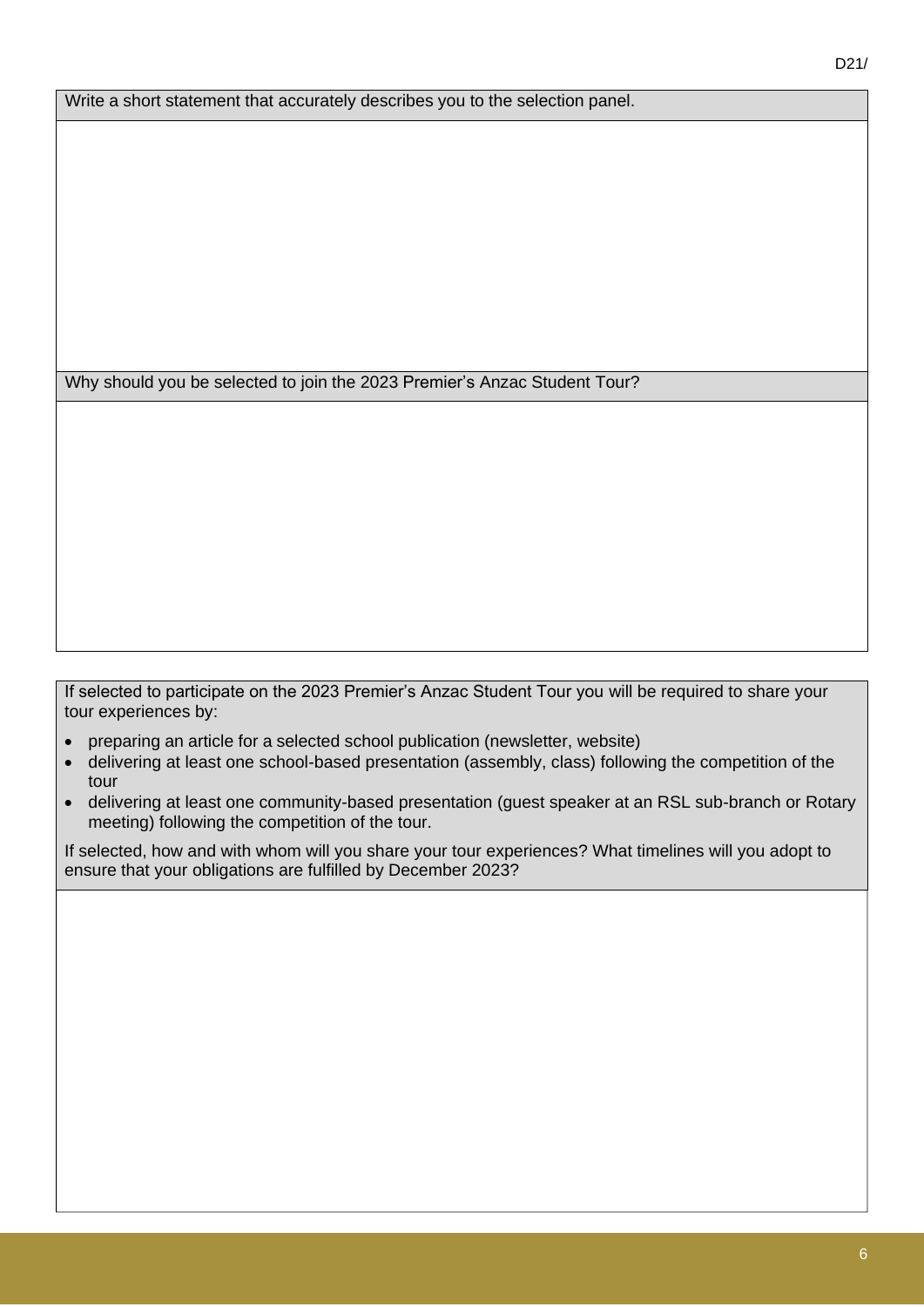Write a short statement that accurately describes you to the selection panel.

Why should you be selected to join the 2023 Premier's Anzac Student Tour?

If selected to participate on the 2023 Premier's Anzac Student Tour you will be required to share your tour experiences by:

- preparing an article for a selected school publication (newsletter, website)
- delivering at least one school-based presentation (assembly, class) following the competition of the tour
- delivering at least one community-based presentation (guest speaker at an RSL sub-branch or Rotary meeting) following the competition of the tour.

If selected, how and with whom will you share your tour experiences? What timelines will you adopt to ensure that your obligations are fulfilled by December 2023?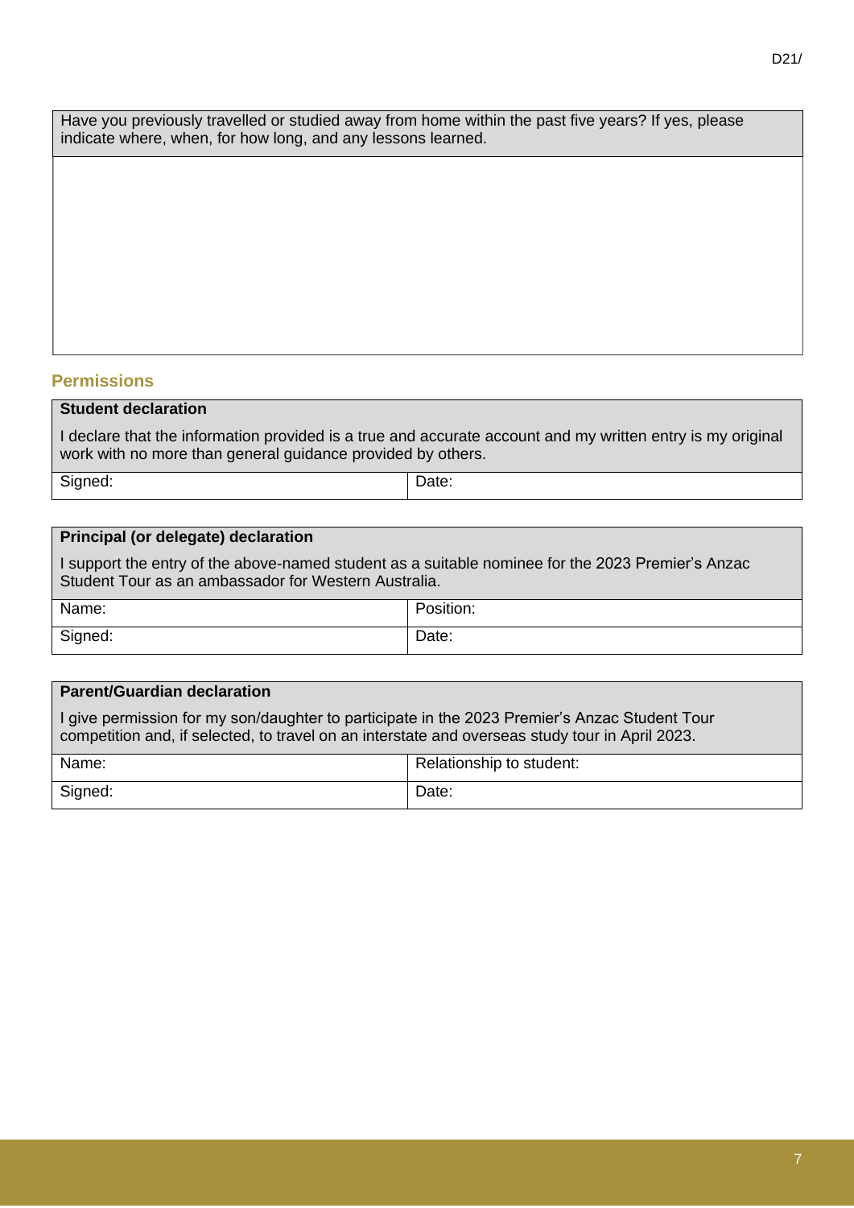| Have you previously travelled or studied away from home within the past five years? If yes, please indicate where, when, for how long, and any lessons learned. |
|---|
| |

## Permissions

| **Student declaration** | |
|---|---|
| I declare that the information provided is a true and accurate account and my written entry is my original work with no more than general guidance provided by others. | |
| Signed: | Date: |

| **Principal (or delegate) declaration** | |
|---|---|
| I support the entry of the above-named student as a suitable nominee for the 2023 Premier's Anzac Student Tour as an ambassador for Western Australia. | |
| Name: | Position: |
| Signed: | Date: |

| **Parent/Guardian declaration** | |
|---|---|
| I give permission for my son/daughter to participate in the 2023 Premier's Anzac Student Tour competition and, if selected, to travel on an interstate and overseas study tour in April 2023. | |
| Name: | Relationship to student: |
| Signed: | Date: |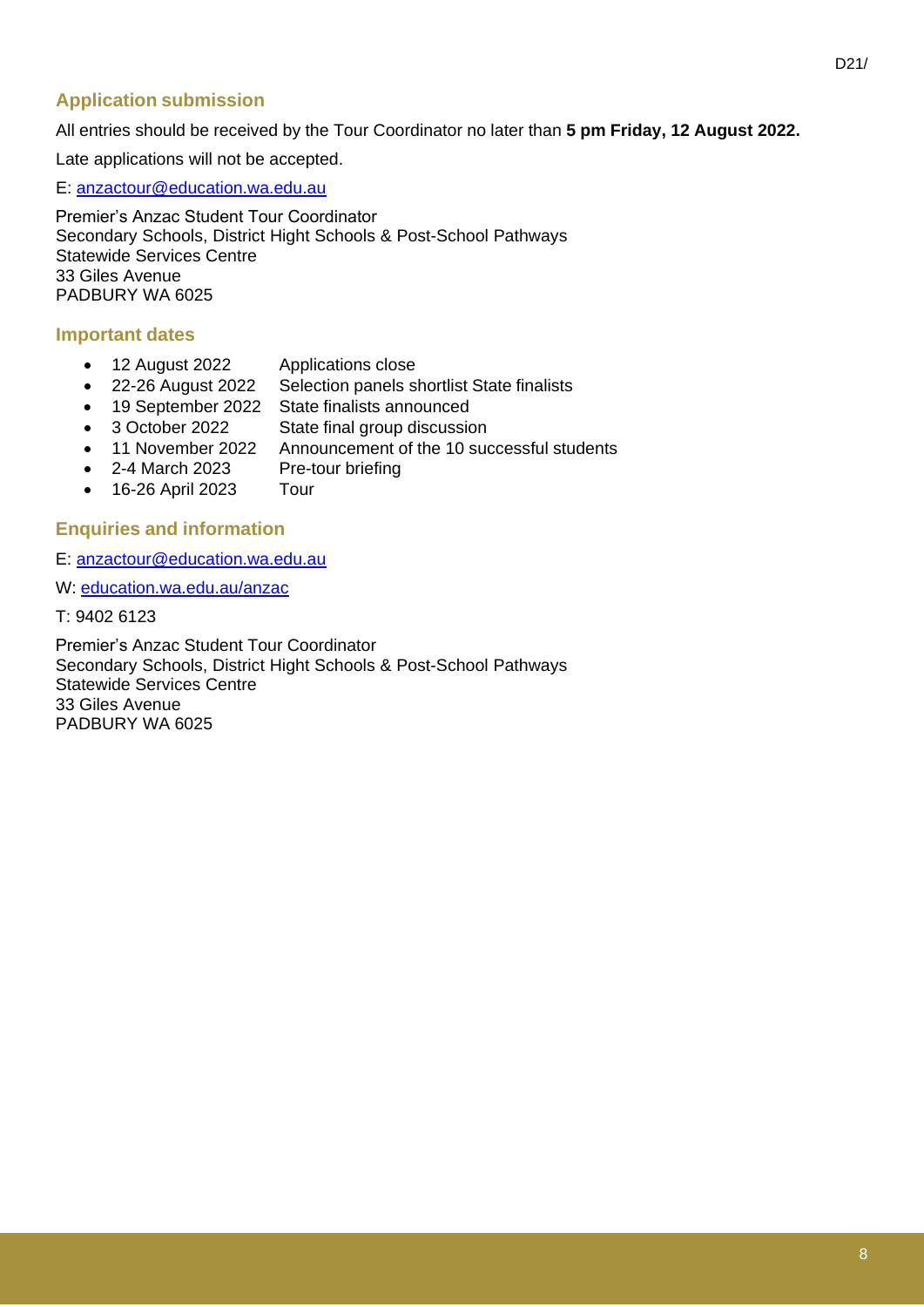## Application submission

All entries should be received by the Tour Coordinator no later than **5 pm Friday, 12 August 2022.**

Late applications will not be accepted.

E: anzactour@education.wa.edu.au

Premier's Anzac Student Tour Coordinator
Secondary Schools, District Hight Schools & Post-School Pathways
Statewide Services Centre
33 Giles Avenue
PADBURY WA 6025

## Important dates

- 12 August 2022 Applications close
- 22-26 August 2022 Selection panels shortlist State finalists
- 19 September 2022 State finalists announced
- 3 October 2022 State final group discussion
- 11 November 2022 Announcement of the 10 successful students
- 2-4 March 2023 Pre-tour briefing
- 16-26 April 2023 Tour

## Enquiries and information

E: anzactour@education.wa.edu.au

W: education.wa.edu.au/anzac

T: 9402 6123

Premier's Anzac Student Tour Coordinator
Secondary Schools, District Hight Schools & Post-School Pathways
Statewide Services Centre
33 Giles Avenue
PADBURY WA 6025